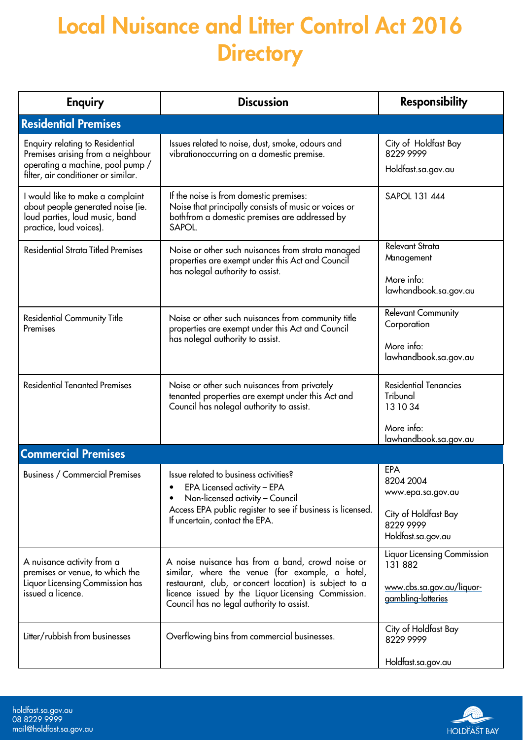# Local Nuisance and Litter Control Act 2016 Directory

| Enquiry | Discussion | Responsibility |
|---|---|---|
| **Residential Premises** | | |
| Enquiry relating to Residential Premises arising from a neighbour operating a machine, pool pump / filter, air conditioner or similar. | Issues related to noise, dust, smoke, odours and vibrationoccurring on a domestic premise. | City of Holdfast Bay 8229 9999<br><br>Holdfast.sa.gov.au |
| I would like to make a complaint about people generated noise (ie. loud parties, loud music, band practice, loud voices). | If the noise is from domestic premises:<br>Noise that principally consists of music or voices or bothfrom a domestic premises are addressed by SAPOL. | SAPOL 131 444 |
| Residential Strata Titled Premises | Noise or other such nuisances from strata managed properties are exempt under this Act and Council has nolegal authority to assist. | Relevant Strata Management<br><br>More info: lawhandbook.sa.gov.au |
| Residential Community Title Premises | Noise or other such nuisances from community title properties are exempt under this Act and Council has nolegal authority to assist. | Relevant Community Corporation<br><br>More info: lawhandbook.sa.gov.au |
| Residential Tenanted Premises | Noise or other such nuisances from privately tenanted properties are exempt under this Act and Council has nolegal authority to assist. | Residential Tenancies Tribunal<br>13 10 34<br><br>More info: lawhandbook.sa.gov.au |
| **Commercial Premises** | | |
| Business / Commercial Premises | Issue related to business activities?<br>• EPA Licensed activity – EPA<br>• Non-licensed activity – Council<br>Access EPA public register to see if business is licensed. If uncertain, contact the EPA. | EPA<br>8204 2004<br>www.epa.sa.gov.au<br><br>City of Holdfast Bay<br>8229 9999<br>Holdfast.sa.gov.au |
| A nuisance activity from a premises or venue, to which the Liquor Licensing Commission has issued a licence. | A noise nuisance has from a band, crowd noise or similar, where the venue (for example, a hotel, restaurant, club, or concert location) is subject to a licence issued by the Liquor Licensing Commission. Council has no legal authority to assist. | Liquor Licensing Commission<br>131 882<br><br>www.cbs.sa.gov.au/liquor-gambling-lotteries |
| Litter/rubbish from businesses | Overflowing bins from commercial businesses. | City of Holdfast Bay<br>8229 9999<br><br>Holdfast.sa.gov.au |

holdfast.sa.gov.au
08 8229 9999
mail@holdfast.sa.gov.au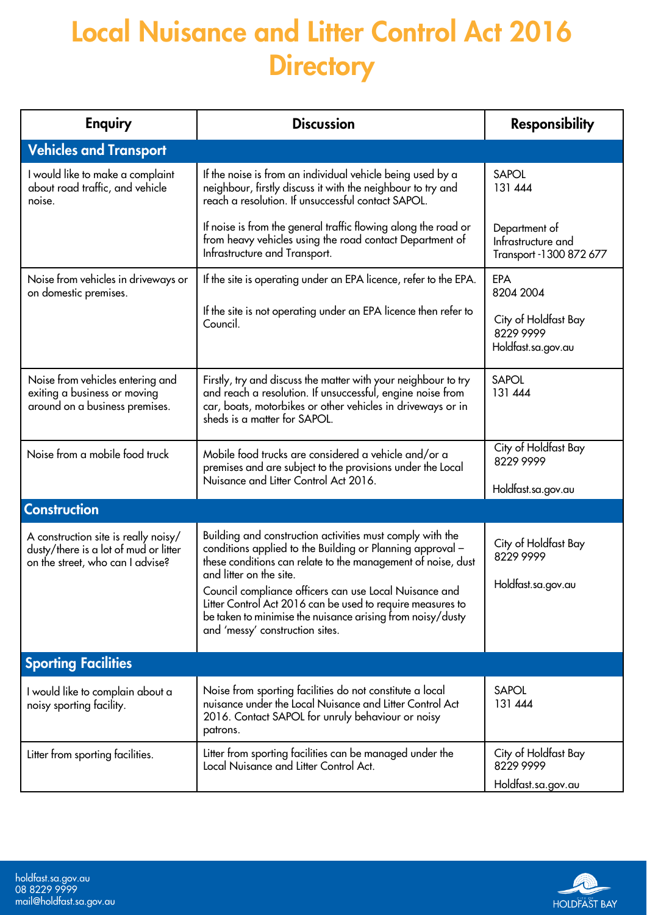# Local Nuisance and Litter Control Act 2016 Directory

| Enquiry | Discussion | Responsibility |
|---|---|---|
| **Vehicles and Transport** | | |
| I would like to make a complaint about road traffic, and vehicle noise. | If the noise is from an individual vehicle being used by a neighbour, firstly discuss it with the neighbour to try and reach a resolution. If unsuccessful contact SAPOL.<br><br>If noise is from the general traffic flowing along the road or from heavy vehicles using the road contact Department of Infrastructure and Transport. | SAPOL<br>131 444<br><br>Department of Infrastructure and Transport -1300 872 677 |
| Noise from vehicles in driveways or on domestic premises. | If the site is operating under an EPA licence, refer to the EPA.<br><br>If the site is not operating under an EPA licence then refer to Council. | EPA<br>8204 2004<br><br>City of Holdfast Bay<br>8229 9999<br>Holdfast.sa.gov.au |
| Noise from vehicles entering and exiting a business or moving around on a business premises. | Firstly, try and discuss the matter with your neighbour to try and reach a resolution. If unsuccessful, engine noise from car, boats, motorbikes or other vehicles in driveways or in sheds is a matter for SAPOL. | SAPOL<br>131 444 |
| Noise from a mobile food truck | Mobile food trucks are considered a vehicle and/or a premises and are subject to the provisions under the Local Nuisance and Litter Control Act 2016. | City of Holdfast Bay<br>8229 9999<br><br>Holdfast.sa.gov.au |
| **Construction** | | |
| A construction site is really noisy/ dusty/there is a lot of mud or litter on the street, who can I advise? | Building and construction activities must comply with the conditions applied to the Building or Planning approval – these conditions can relate to the management of noise, dust and litter on the site.<br>Council compliance officers can use Local Nuisance and Litter Control Act 2016 can be used to require measures to be taken to minimise the nuisance arising from noisy/dusty and 'messy' construction sites. | City of Holdfast Bay<br>8229 9999<br><br>Holdfast.sa.gov.au |
| **Sporting Facilities** | | |
| I would like to complain about a noisy sporting facility. | Noise from sporting facilities do not constitute a local nuisance under the Local Nuisance and Litter Control Act 2016. Contact SAPOL for unruly behaviour or noisy patrons. | SAPOL<br>131 444 |
| Litter from sporting facilities. | Litter from sporting facilities can be managed under the Local Nuisance and Litter Control Act. | City of Holdfast Bay<br>8229 9999<br>Holdfast.sa.gov.au |

holdfast.sa.gov.au
08 8229 9999
mail@holdfast.sa.gov.au

HOLDFAST BAY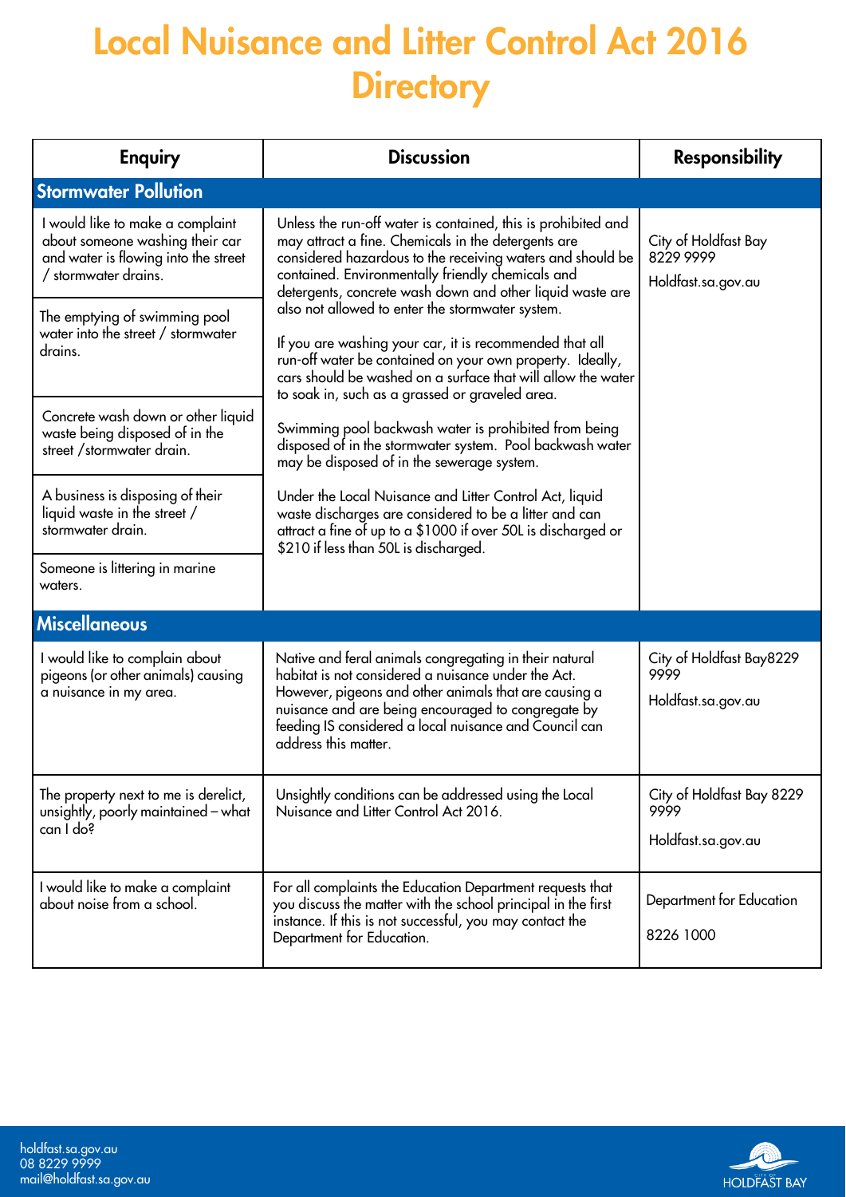# Local Nuisance and Litter Control Act 2016 Directory

| Enquiry | Discussion | Responsibility |
|---|---|---|
| **Stormwater Pollution** | | |
| I would like to make a complaint about someone washing their car and water is flowing into the street / stormwater drains. | Unless the run-off water is contained, this is prohibited and may attract a fine. Chemicals in the detergents are considered hazardous to the receiving waters and should be contained. Environmentally friendly chemicals and detergents, concrete wash down and other liquid waste are also not allowed to enter the stormwater system.<br><br>If you are washing your car, it is recommended that all run-off water be contained on your own property. Ideally, cars should be washed on a surface that will allow the water to soak in, such as a grassed or graveled area.<br><br>Swimming pool backwash water is prohibited from being disposed of in the stormwater system. Pool backwash water may be disposed of in the sewerage system.<br><br>Under the Local Nuisance and Litter Control Act, liquid waste discharges are considered to be a litter and can attract a fine of up to a $1000 if over 50L is discharged or $210 if less than 50L is discharged. | City of Holdfast Bay 8229 9999<br><br>Holdfast.sa.gov.au |
| The emptying of swimming pool water into the street / stormwater drains. | | |
| Concrete wash down or other liquid waste being disposed of in the street /stormwater drain. | | |
| A business is disposing of their liquid waste in the street / stormwater drain. | | |
| Someone is littering in marine waters. | | |
| **Miscellaneous** | | |
| I would like to complain about pigeons (or other animals) causing a nuisance in my area. | Native and feral animals congregating in their natural habitat is not considered a nuisance under the Act. However, pigeons and other animals that are causing a nuisance and are being encouraged to congregate by feeding IS considered a local nuisance and Council can address this matter. | City of Holdfast Bay8229 9999<br><br>Holdfast.sa.gov.au |
| The property next to me is derelict, unsightly, poorly maintained – what can I do? | Unsightly conditions can be addressed using the Local Nuisance and Litter Control Act 2016. | City of Holdfast Bay 8229 9999<br><br>Holdfast.sa.gov.au |
| I would like to make a complaint about noise from a school. | For all complaints the Education Department requests that you discuss the matter with the school principal in the first instance. If this is not successful, you may contact the Department for Education. | Department for Education<br><br>8226 1000 |

holdfast.sa.gov.au
08 8229 9999
mail@holdfast.sa.gov.au